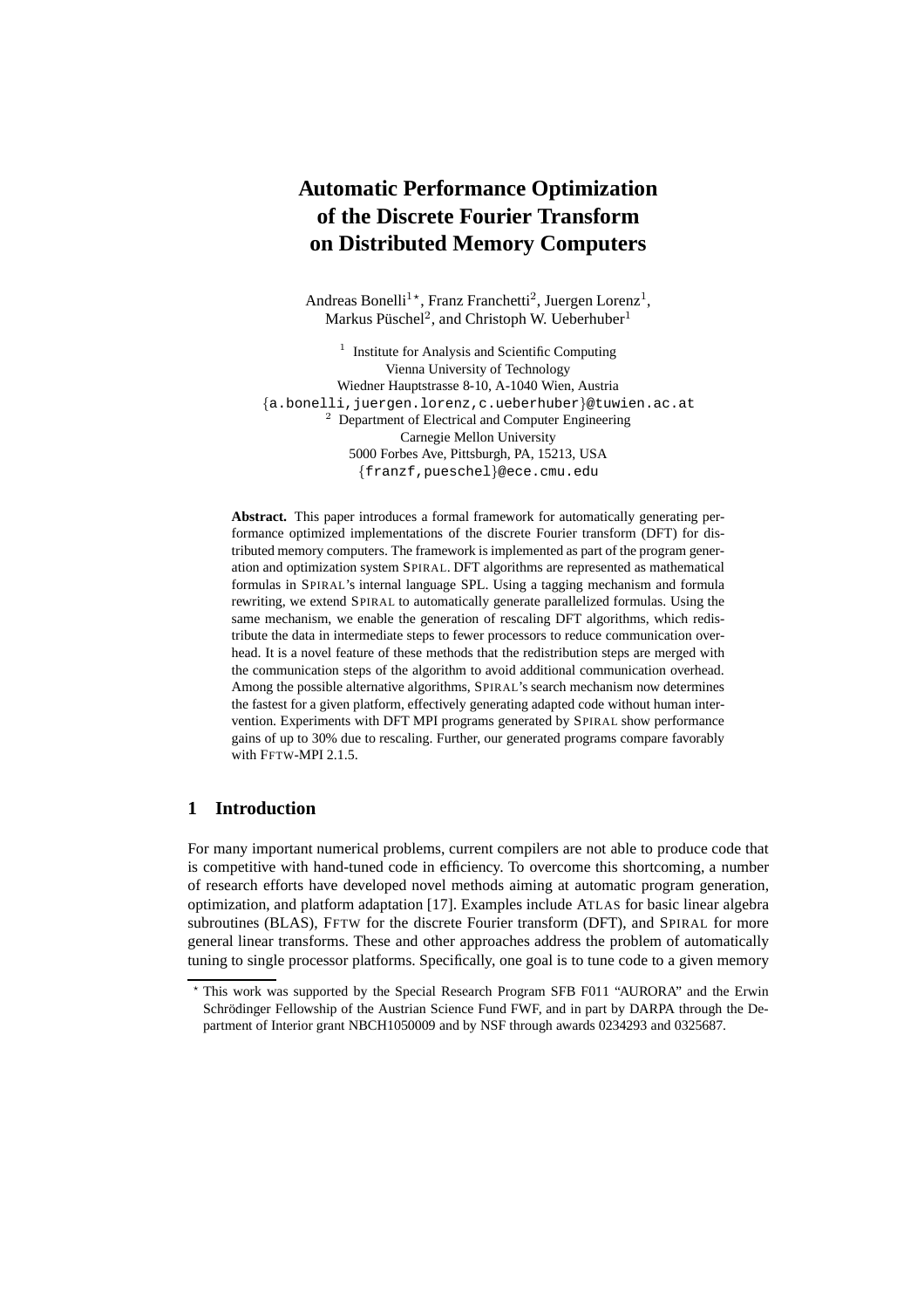# Automatic Performance Optimization of the Discrete Fourier Transform on Distributed Memory Computers

Andreas Bonelli[1*], Franz Franchetti[2], Juergen Lorenz[1], Markus Püschel[2], and Christoph W. Ueberhuber[1]

[1] Institute for Analysis and Scientific Computing
Vienna University of Technology
Wiedner Hauptstrasse 8-10, A-1040 Wien, Austria
{a.bonelli,juergen.lorenz,c.ueberhuber}@tuwien.ac.at

[2] Department of Electrical and Computer Engineering
Carnegie Mellon University
5000 Forbes Ave, Pittsburgh, PA, 15213, USA
{franzf,pueschel}@ece.cmu.edu

**Abstract.** This paper introduces a formal framework for automatically generating performance optimized implementations of the discrete Fourier transform (DFT) for distributed memory computers. The framework is implemented as part of the program generation and optimization system SPIRAL. DFT algorithms are represented as mathematical formulas in SPIRAL's internal language SPL. Using a tagging mechanism and formula rewriting, we extend SPIRAL to automatically generate parallelized formulas. Using the same mechanism, we enable the generation of rescaling DFT algorithms, which redistribute the data in intermediate steps to fewer processors to reduce communication overhead. It is a novel feature of these methods that the redistribution steps are merged with the communication steps of the algorithm to avoid additional communication overhead. Among the possible alternative algorithms, SPIRAL's search mechanism now determines the fastest for a given platform, effectively generating adapted code without human intervention. Experiments with DFT MPI programs generated by SPIRAL show performance gains of up to 30% due to rescaling. Further, our generated programs compare favorably with FFTW-MPI 2.1.5.

## 1 Introduction

For many important numerical problems, current compilers are not able to produce code that is competitive with hand-tuned code in efficiency. To overcome this shortcoming, a number of research efforts have developed novel methods aiming at automatic program generation, optimization, and platform adaptation [17]. Examples include ATLAS for basic linear algebra subroutines (BLAS), FFTW for the discrete Fourier transform (DFT), and SPIRAL for more general linear transforms. These and other approaches address the problem of automatically tuning to single processor platforms. Specifically, one goal is to tune code to a given memory

---

* This work was supported by the Special Research Program SFB F011 "AURORA" and the Erwin Schrödinger Fellowship of the Austrian Science Fund FWF, and in part by DARPA through the Department of Interior grant NBCH1050009 and by NSF through awards 0234293 and 0325687.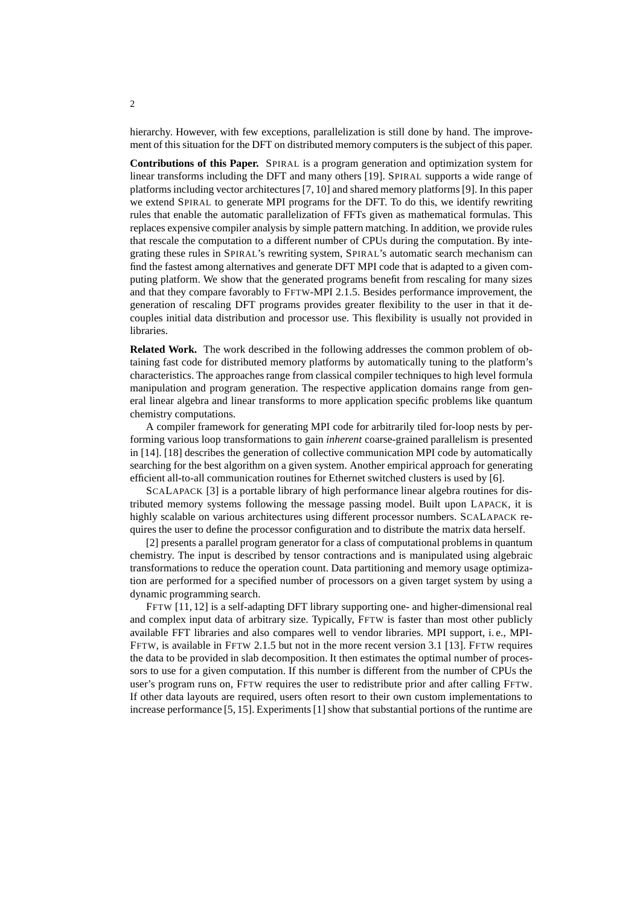hierarchy. However, with few exceptions, parallelization is still done by hand. The improvement of this situation for the DFT on distributed memory computers is the subject of this paper.

**Contributions of this Paper.** SPIRAL is a program generation and optimization system for linear transforms including the DFT and many others [19]. SPIRAL supports a wide range of platforms including vector architectures [7, 10] and shared memory platforms [9]. In this paper we extend SPIRAL to generate MPI programs for the DFT. To do this, we identify rewriting rules that enable the automatic parallelization of FFTs given as mathematical formulas. This replaces expensive compiler analysis by simple pattern matching. In addition, we provide rules that rescale the computation to a different number of CPUs during the computation. By integrating these rules in SPIRAL's rewriting system, SPIRAL's automatic search mechanism can find the fastest among alternatives and generate DFT MPI code that is adapted to a given computing platform. We show that the generated programs benefit from rescaling for many sizes and that they compare favorably to FFTW-MPI 2.1.5. Besides performance improvement, the generation of rescaling DFT programs provides greater flexibility to the user in that it decouples initial data distribution and processor use. This flexibility is usually not provided in libraries.

**Related Work.** The work described in the following addresses the common problem of obtaining fast code for distributed memory platforms by automatically tuning to the platform's characteristics. The approaches range from classical compiler techniques to high level formula manipulation and program generation. The respective application domains range from general linear algebra and linear transforms to more application specific problems like quantum chemistry computations.

A compiler framework for generating MPI code for arbitrarily tiled for-loop nests by performing various loop transformations to gain *inherent* coarse-grained parallelism is presented in [14]. [18] describes the generation of collective communication MPI code by automatically searching for the best algorithm on a given system. Another empirical approach for generating efficient all-to-all communication routines for Ethernet switched clusters is used by [6].

SCALAPACK [3] is a portable library of high performance linear algebra routines for distributed memory systems following the message passing model. Built upon LAPACK, it is highly scalable on various architectures using different processor numbers. SCALAPACK requires the user to define the processor configuration and to distribute the matrix data herself.

[2] presents a parallel program generator for a class of computational problems in quantum chemistry. The input is described by tensor contractions and is manipulated using algebraic transformations to reduce the operation count. Data partitioning and memory usage optimization are performed for a specified number of processors on a given target system by using a dynamic programming search.

FFTW [11, 12] is a self-adapting DFT library supporting one- and higher-dimensional real and complex input data of arbitrary size. Typically, FFTW is faster than most other publicly available FFT libraries and also compares well to vendor libraries. MPI support, i. e., MPI-FFTW, is available in FFTW 2.1.5 but not in the more recent version 3.1 [13]. FFTW requires the data to be provided in slab decomposition. It then estimates the optimal number of processors to use for a given computation. If this number is different from the number of CPUs the user's program runs on, FFTW requires the user to redistribute prior and after calling FFTW. If other data layouts are required, users often resort to their own custom implementations to increase performance [5, 15]. Experiments [1] show that substantial portions of the runtime are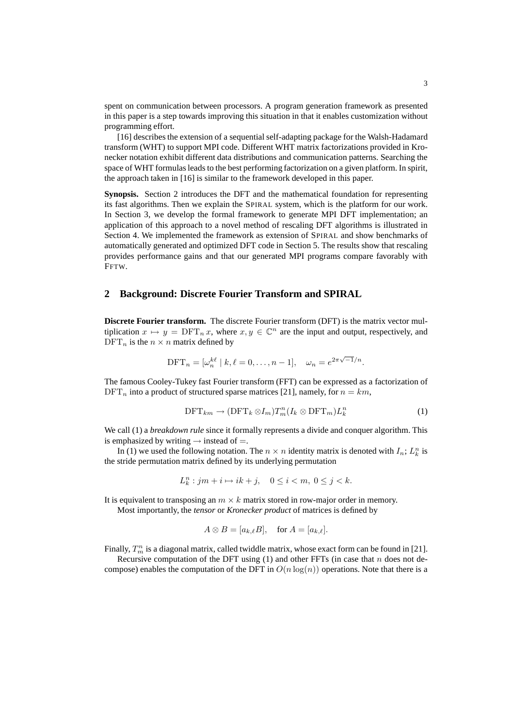spent on communication between processors. A program generation framework as presented in this paper is a step towards improving this situation in that it enables customization without programming effort.

[16] describes the extension of a sequential self-adapting package for the Walsh-Hadamard transform (WHT) to support MPI code. Different WHT matrix factorizations provided in Kronecker notation exhibit different data distributions and communication patterns. Searching the space of WHT formulas leads to the best performing factorization on a given platform. In spirit, the approach taken in [16] is similar to the framework developed in this paper.

**Synopsis.** Section 2 introduces the DFT and the mathematical foundation for representing its fast algorithms. Then we explain the SPIRAL system, which is the platform for our work. In Section 3, we develop the formal framework to generate MPI DFT implementation; an application of this approach to a novel method of rescaling DFT algorithms is illustrated in Section 4. We implemented the framework as extension of SPIRAL and show benchmarks of automatically generated and optimized DFT code in Section 5. The results show that rescaling provides performance gains and that our generated MPI programs compare favorably with FFTW.

## 2 Background: Discrete Fourier Transform and SPIRAL

**Discrete Fourier transform.** The discrete Fourier transform (DFT) is the matrix vector multiplication $x \mapsto y = \mathrm{DFT}_n\, x$, where $x, y \in \mathbb{C}^n$ are the input and output, respectively, and $\mathrm{DFT}_n$ is the $n \times n$ matrix defined by

$$\mathrm{DFT}_n = [\omega_n^{k\ell} \mid k, \ell = 0, \ldots, n-1], \quad \omega_n = e^{2\pi\sqrt{-1}/n}.$$

The famous Cooley-Tukey fast Fourier transform (FFT) can be expressed as a factorization of $\mathrm{DFT}_n$ into a product of structured sparse matrices [21], namely, for $n = km$,

$$\mathrm{DFT}_{km} \rightarrow (\mathrm{DFT}_k \otimes I_m) T^n_m (I_k \otimes \mathrm{DFT}_m) L^n_k \tag{1}$$

We call (1) a *breakdown rule* since it formally represents a divide and conquer algorithm. This is emphasized by writing $\rightarrow$ instead of $=$.

In (1) we used the following notation. The $n \times n$ identity matrix is denoted with $I_n$; $L^n_k$ is the stride permutation matrix defined by its underlying permutation

$$L^n_k : jm + i \mapsto ik + j, \quad 0 \leq i < m,\ 0 \leq j < k.$$

It is equivalent to transposing an $m \times k$ matrix stored in row-major order in memory.

Most importantly, the *tensor* or *Kronecker product* of matrices is defined by

$$A \otimes B = [a_{k,\ell} B], \quad \text{for } A = [a_{k,\ell}].$$

Finally, $T^n_m$ is a diagonal matrix, called twiddle matrix, whose exact form can be found in [21].

Recursive computation of the DFT using (1) and other FFTs (in case that $n$ does not decompose) enables the computation of the DFT in $O(n \log(n))$ operations. Note that there is a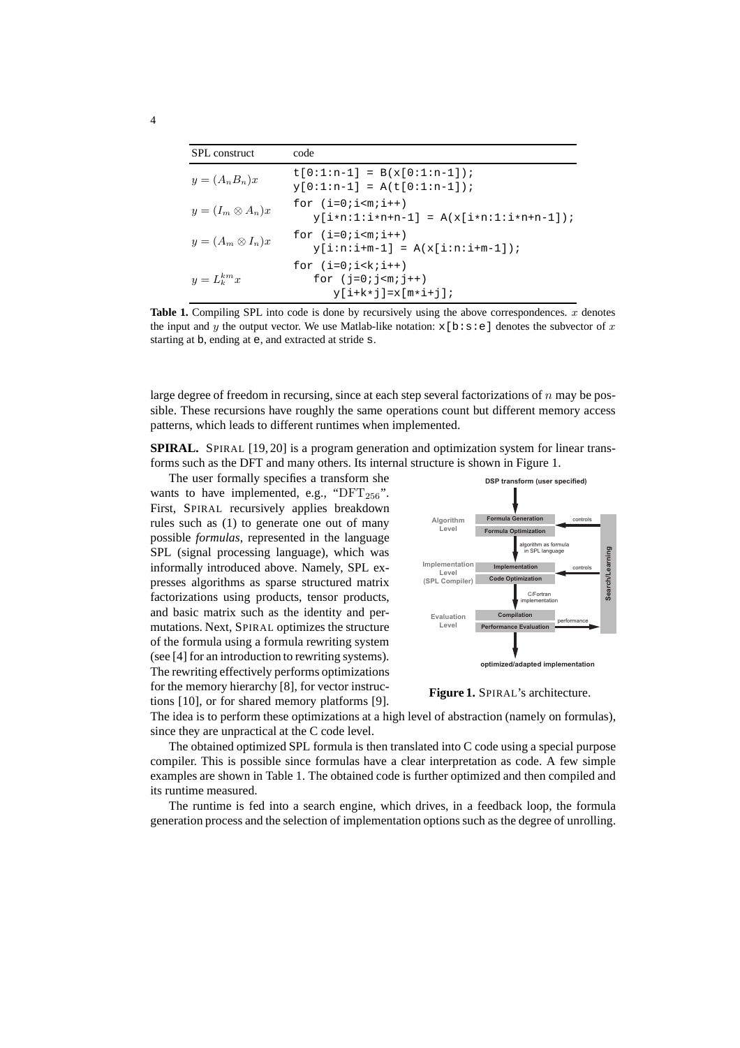| SPL construct | code |
|---|---|
| $y = (A_n B_n)x$ | `t[0:1:n-1] = B(x[0:1:n-1]);`<br>`y[0:1:n-1] = A(t[0:1:n-1]);` |
| $y = (I_m \otimes A_n)x$ | `for (i=0;i<m;i++)`<br>`   y[i*n:1:i*n+n-1] = A(x[i*n:1:i*n+n-1]);` |
| $y = (A_m \otimes I_n)x$ | `for (i=0;i<m;i++)`<br>`   y[i:n:i+m-1] = A(x[i:n:i+m-1]);` |
| $y = L_k^{km} x$ | `for (i=0;i<k;i++)`<br>`   for (j=0;j<m;j++)`<br>`      y[i+k*j]=x[m*i+j];` |

**Table 1.** Compiling SPL into code is done by recursively using the above correspondences. $x$ denotes the input and $y$ the output vector. We use Matlab-like notation: `x[b:s:e]` denotes the subvector of $x$ starting at `b`, ending at `e`, and extracted at stride `s`.

large degree of freedom in recursing, since at each step several factorizations of $n$ may be possible. These recursions have roughly the same operations count but different memory access patterns, which leads to different runtimes when implemented.

**SPIRAL.** SPIRAL [19, 20] is a program generation and optimization system for linear transforms such as the DFT and many others. Its internal structure is shown in Figure 1.

The user formally specifies a transform she wants to have implemented, e.g., "$\mathrm{DFT}_{256}$". First, SPIRAL recursively applies breakdown rules such as (1) to generate one out of many possible *formulas*, represented in the language SPL (signal processing language), which was informally introduced above. Namely, SPL expresses algorithms as sparse structured matrix factorizations using products, tensor products, and basic matrix such as the identity and permutations. Next, SPIRAL optimizes the structure of the formula using a formula rewriting system (see [4] for an introduction to rewriting systems). The rewriting effectively performs optimizations for the memory hierarchy [8], for vector instructions [10], or for shared memory platforms [9]. The idea is to perform these optimizations at a high level of abstraction (namely on formulas), since they are unpractical at the C code level.

DSP transform (user specified)

Algorithm Level: Formula Generation, Formula Optimization — algorithm as formula in SPL language

Implementation Level (SPL Compiler): Implementation, Code Optimization — C/Fortran implementation

Evaluation Level: Compilation, Performance Evaluation — performance

Search/Learning (controls)

optimized/adapted implementation

**Figure 1.** SPIRAL's architecture.

The obtained optimized SPL formula is then translated into C code using a special purpose compiler. This is possible since formulas have a clear interpretation as code. A few simple examples are shown in Table 1. The obtained code is further optimized and then compiled and its runtime measured.

The runtime is fed into a search engine, which drives, in a feedback loop, the formula generation process and the selection of implementation options such as the degree of unrolling.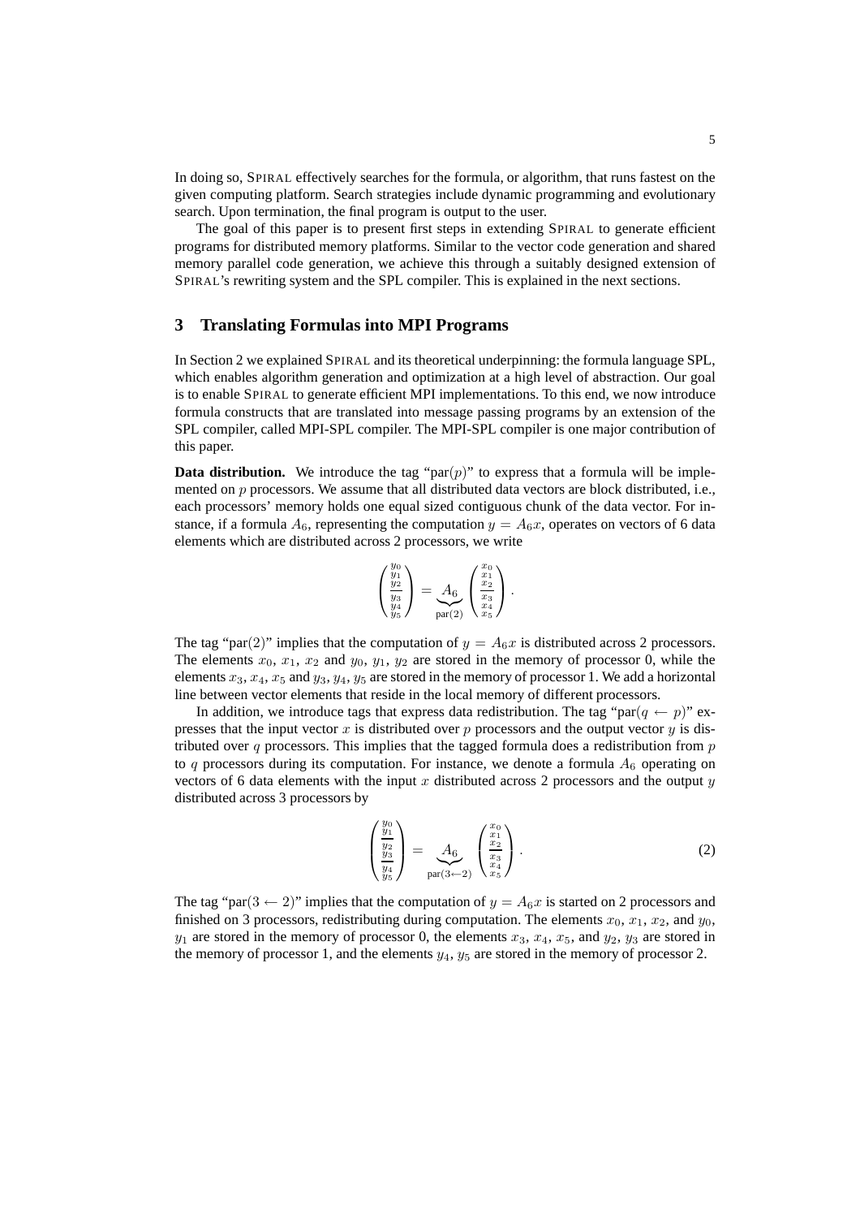In doing so, SPIRAL effectively searches for the formula, or algorithm, that runs fastest on the given computing platform. Search strategies include dynamic programming and evolutionary search. Upon termination, the final program is output to the user.

The goal of this paper is to present first steps in extending SPIRAL to generate efficient programs for distributed memory platforms. Similar to the vector code generation and shared memory parallel code generation, we achieve this through a suitably designed extension of SPIRAL's rewriting system and the SPL compiler. This is explained in the next sections.

## 3 Translating Formulas into MPI Programs

In Section 2 we explained SPIRAL and its theoretical underpinning: the formula language SPL, which enables algorithm generation and optimization at a high level of abstraction. Our goal is to enable SPIRAL to generate efficient MPI implementations. To this end, we now introduce formula constructs that are translated into message passing programs by an extension of the SPL compiler, called MPI-SPL compiler. The MPI-SPL compiler is one major contribution of this paper.

**Data distribution.** We introduce the tag "par($p$)" to express that a formula will be implemented on $p$ processors. We assume that all distributed data vectors are block distributed, i.e., each processors' memory holds one equal sized contiguous chunk of the data vector. For instance, if a formula $A_6$, representing the computation $y = A_6 x$, operates on vectors of 6 data elements which are distributed across 2 processors, we write

$$\begin{pmatrix} y_0 \\ y_1 \\ y_2 \\ \hline y_3 \\ y_4 \\ y_5 \end{pmatrix} = \underbrace{A_6}_{\text{par}(2)} \begin{pmatrix} x_0 \\ x_1 \\ x_2 \\ \hline x_3 \\ x_4 \\ x_5 \end{pmatrix}.$$

The tag "par(2)" implies that the computation of $y = A_6 x$ is distributed across 2 processors. The elements $x_0$, $x_1$, $x_2$ and $y_0$, $y_1$, $y_2$ are stored in the memory of processor 0, while the elements $x_3$, $x_4$, $x_5$ and $y_3$, $y_4$, $y_5$ are stored in the memory of processor 1. We add a horizontal line between vector elements that reside in the local memory of different processors.

In addition, we introduce tags that express data redistribution. The tag "par($q \leftarrow p$)" expresses that the input vector $x$ is distributed over $p$ processors and the output vector $y$ is distributed over $q$ processors. This implies that the tagged formula does a redistribution from $p$ to $q$ processors during its computation. For instance, we denote a formula $A_6$ operating on vectors of 6 data elements with the input $x$ distributed across 2 processors and the output $y$ distributed across 3 processors by

$$\begin{pmatrix} y_0 \\ y_1 \\ \hline y_2 \\ y_3 \\ \hline y_4 \\ y_5 \end{pmatrix} = \underbrace{A_6}_{\text{par}(3 \leftarrow 2)} \begin{pmatrix} x_0 \\ x_1 \\ x_2 \\ \hline x_3 \\ x_4 \\ x_5 \end{pmatrix}. \tag{2}$$

The tag "par($3 \leftarrow 2$)" implies that the computation of $y = A_6 x$ is started on 2 processors and finished on 3 processors, redistributing during computation. The elements $x_0$, $x_1$, $x_2$, and $y_0$, $y_1$ are stored in the memory of processor 0, the elements $x_3$, $x_4$, $x_5$, and $y_2$, $y_3$ are stored in the memory of processor 1, and the elements $y_4$, $y_5$ are stored in the memory of processor 2.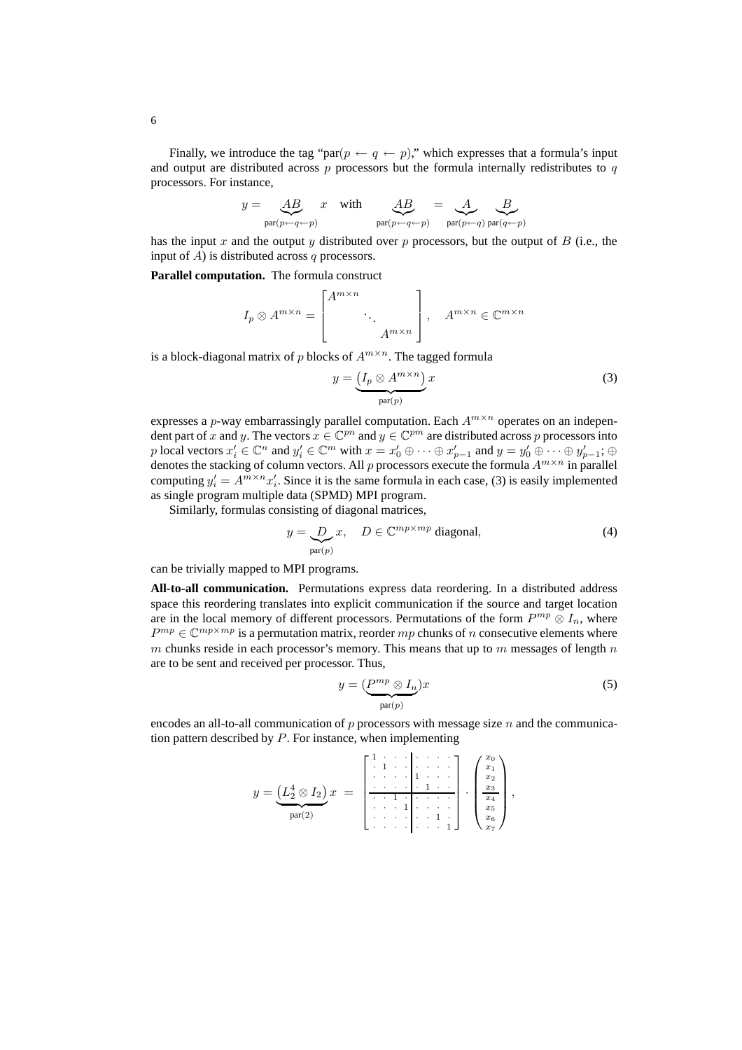Finally, we introduce the tag "par($p \leftarrow q \leftarrow p$)," which expresses that a formula's input and output are distributed across $p$ processors but the formula internally redistributes to $q$ processors. For instance,

$$y = \underbrace{AB}_{\text{par}(p \leftarrow q \leftarrow p)} x \quad \text{with} \quad \underbrace{AB}_{\text{par}(p \leftarrow q \leftarrow p)} = \underbrace{A}_{\text{par}(p \leftarrow q)} \underbrace{B}_{\text{par}(q \leftarrow p)}$$

has the input $x$ and the output $y$ distributed over $p$ processors, but the output of $B$ (i.e., the input of $A$) is distributed across $q$ processors.

**Parallel computation.** The formula construct

$$I_p \otimes A^{m \times n} = \begin{bmatrix} A^{m \times n} & & \\ & \ddots & \\ & & A^{m \times n} \end{bmatrix}, \quad A^{m \times n} \in \mathbb{C}^{m \times n}$$

is a block-diagonal matrix of $p$ blocks of $A^{m \times n}$. The tagged formula

$$y = \underbrace{\left(I_p \otimes A^{m \times n}\right)}_{\text{par}(p)} x \tag{3}$$

expresses a $p$-way embarrassingly parallel computation. Each $A^{m \times n}$ operates on an independent part of $x$ and $y$. The vectors $x \in \mathbb{C}^{pn}$ and $y \in \mathbb{C}^{pm}$ are distributed across $p$ processors into $p$ local vectors $x'_i \in \mathbb{C}^n$ and $y'_i \in \mathbb{C}^m$ with $x = x'_0 \oplus \cdots \oplus x'_{p-1}$ and $y = y'_0 \oplus \cdots \oplus y'_{p-1}$; $\oplus$ denotes the stacking of column vectors. All $p$ processors execute the formula $A^{m \times n}$ in parallel computing $y'_i = A^{m \times n} x'_i$. Since it is the same formula in each case, (3) is easily implemented as single program multiple data (SPMD) MPI program.

Similarly, formulas consisting of diagonal matrices,

$$y = \underbrace{D}_{\text{par}(p)} x, \quad D \in \mathbb{C}^{mp \times mp} \text{ diagonal}, \tag{4}$$

can be trivially mapped to MPI programs.

**All-to-all communication.** Permutations express data reordering. In a distributed address space this reordering translates into explicit communication if the source and target location are in the local memory of different processors. Permutations of the form $P^{mp} \otimes I_n$, where $P^{mp} \in \mathbb{C}^{mp \times mp}$ is a permutation matrix, reorder $mp$ chunks of $n$ consecutive elements where $m$ chunks reside in each processor's memory. This means that up to $m$ messages of length $n$ are to be sent and received per processor. Thus,

$$y = \underbrace{(P^{mp} \otimes I_n)}_{\text{par}(p)} x \tag{5}$$

encodes an all-to-all communication of $p$ processors with message size $n$ and the communication pattern described by $P$. For instance, when implementing

$$y = \underbrace{\left(L_2^4 \otimes I_2\right)}_{\text{par}(2)} x = \left[\begin{array}{cccc|cccc} 1 & \cdot & \cdot & \cdot & \cdot & \cdot & \cdot & \cdot \\ \cdot & 1 & \cdot & \cdot & \cdot & \cdot & \cdot & \cdot \\ \cdot & \cdot & \cdot & \cdot & 1 & \cdot & \cdot & \cdot \\ \cdot & \cdot & \cdot & \cdot & \cdot & 1 & \cdot & \cdot \\ \hline \cdot & \cdot & 1 & \cdot & \cdot & \cdot & \cdot & \cdot \\ \cdot & \cdot & \cdot & 1 & \cdot & \cdot & \cdot & \cdot \\ \cdot & \cdot & \cdot & \cdot & \cdot & \cdot & 1 & \cdot \\ \cdot & \cdot & \cdot & \cdot & \cdot & \cdot & \cdot & 1 \end{array}\right] \cdot \left(\begin{array}{c} x_0 \\ x_1 \\ x_2 \\ x_3 \\ \hline x_4 \\ x_5 \\ x_6 \\ x_7 \end{array}\right),$$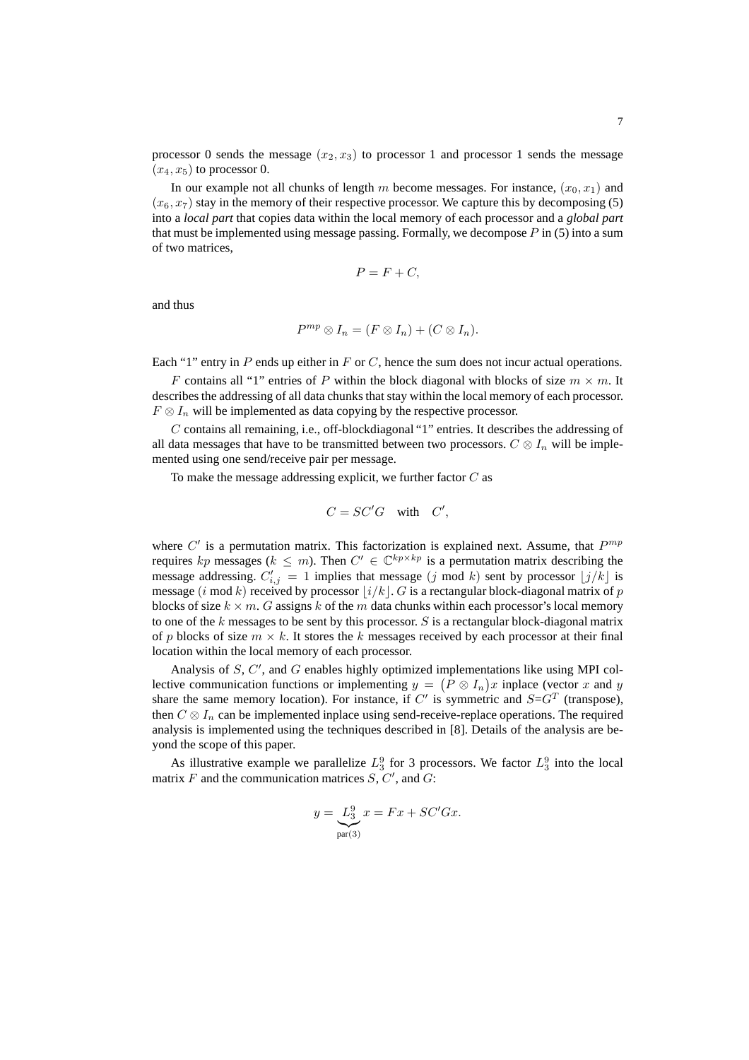processor 0 sends the message $(x_2, x_3)$ to processor 1 and processor 1 sends the message $(x_4, x_5)$ to processor 0.

In our example not all chunks of length $m$ become messages. For instance, $(x_0, x_1)$ and $(x_6, x_7)$ stay in the memory of their respective processor. We capture this by decomposing (5) into a *local part* that copies data within the local memory of each processor and a *global part* that must be implemented using message passing. Formally, we decompose $P$ in (5) into a sum of two matrices,

$$P = F + C,$$

and thus

$$P^{mp} \otimes I_n = (F \otimes I_n) + (C \otimes I_n).$$

Each "1" entry in $P$ ends up either in $F$ or $C$, hence the sum does not incur actual operations.

$F$ contains all "1" entries of $P$ within the block diagonal with blocks of size $m \times m$. It describes the addressing of all data chunks that stay within the local memory of each processor. $F \otimes I_n$ will be implemented as data copying by the respective processor.

$C$ contains all remaining, i.e., off-blockdiagonal "1" entries. It describes the addressing of all data messages that have to be transmitted between two processors. $C \otimes I_n$ will be implemented using one send/receive pair per message.

To make the message addressing explicit, we further factor $C$ as

$$C = SC'G \quad \text{with} \quad C',$$

where $C'$ is a permutation matrix. This factorization is explained next. Assume, that $P^{mp}$ requires $kp$ messages ($k \leq m$). Then $C' \in \mathbb{C}^{kp \times kp}$ is a permutation matrix describing the message addressing. $C'_{i,j} = 1$ implies that message ($j$ mod $k$) sent by processor $\lfloor j/k \rfloor$ is message ($i$ mod $k$) received by processor $\lfloor i/k \rfloor$. $G$ is a rectangular block-diagonal matrix of $p$ blocks of size $k \times m$. $G$ assigns $k$ of the $m$ data chunks within each processor's local memory to one of the $k$ messages to be sent by this processor. $S$ is a rectangular block-diagonal matrix of $p$ blocks of size $m \times k$. It stores the $k$ messages received by each processor at their final location within the local memory of each processor.

Analysis of $S$, $C'$, and $G$ enables highly optimized implementations like using MPI collective communication functions or implementing $y = \big(P \otimes I_n\big)x$ inplace (vector $x$ and $y$ share the same memory location). For instance, if $C'$ is symmetric and $S$=$G^T$ (transpose), then $C \otimes I_n$ can be implemented inplace using send-receive-replace operations. The required analysis is implemented using the techniques described in [8]. Details of the analysis are beyond the scope of this paper.

As illustrative example we parallelize $L_3^9$ for 3 processors. We factor $L_3^9$ into the local matrix $F$ and the communication matrices $S$, $C'$, and $G$:

$$y = \underbrace{L_3^9}_{\text{par}(3)} x = Fx + SC'Gx.$$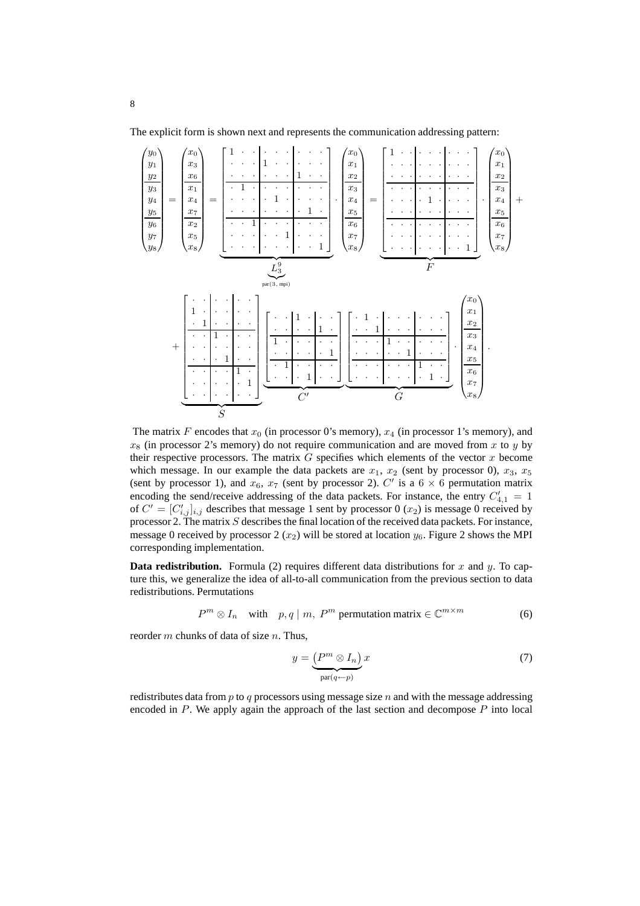The explicit form is shown next and represents the communication addressing pattern:

$$
\begin{pmatrix} y_0 \\ y_1 \\ y_2 \\ \hline y_3 \\ y_4 \\ y_5 \\ \hline y_6 \\ y_7 \\ y_8 \end{pmatrix}
=
\begin{pmatrix} x_0 \\ x_3 \\ x_6 \\ \hline x_1 \\ x_4 \\ x_7 \\ \hline x_2 \\ x_5 \\ x_8 \end{pmatrix}
=
\underbrace{\underbrace{\left[\begin{array}{ccc|ccc|ccc}
1 & \cdot & \cdot & \cdot & \cdot & \cdot & \cdot & \cdot & \cdot \\
\cdot & \cdot & \cdot & 1 & \cdot & \cdot & \cdot & \cdot & \cdot \\
\cdot & \cdot & \cdot & \cdot & \cdot & \cdot & 1 & \cdot & \cdot \\ \hline
\cdot & 1 & \cdot & \cdot & \cdot & \cdot & \cdot & \cdot & \cdot \\
\cdot & \cdot & \cdot & \cdot & 1 & \cdot & \cdot & \cdot & \cdot \\
\cdot & \cdot & \cdot & \cdot & \cdot & \cdot & \cdot & 1 & \cdot \\ \hline
\cdot & \cdot & 1 & \cdot & \cdot & \cdot & \cdot & \cdot & \cdot \\
\cdot & \cdot & \cdot & \cdot & \cdot & 1 & \cdot & \cdot & \cdot \\
\cdot & \cdot & \cdot & \cdot & \cdot & \cdot & \cdot & \cdot & 1
\end{array}\right]}_{L_3^9}}_{\text{par}(3,\,\text{mpi})}
\cdot
\begin{pmatrix} x_0 \\ x_1 \\ x_2 \\ \hline x_3 \\ x_4 \\ x_5 \\ \hline x_6 \\ x_7 \\ x_8 \end{pmatrix}
=
\underbrace{\left[\begin{array}{ccc|ccc|ccc}
1 & \cdot & \cdot & \cdot & \cdot & \cdot & \cdot & \cdot & \cdot \\
\cdot & \cdot & \cdot & \cdot & \cdot & \cdot & \cdot & \cdot & \cdot \\
\cdot & \cdot & \cdot & \cdot & \cdot & \cdot & \cdot & \cdot & \cdot \\ \hline
\cdot & \cdot & \cdot & \cdot & \cdot & \cdot & \cdot & \cdot & \cdot \\
\cdot & \cdot & \cdot & \cdot & 1 & \cdot & \cdot & \cdot & \cdot \\
\cdot & \cdot & \cdot & \cdot & \cdot & \cdot & \cdot & \cdot & \cdot \\ \hline
\cdot & \cdot & \cdot & \cdot & \cdot & \cdot & \cdot & \cdot & \cdot \\
\cdot & \cdot & \cdot & \cdot & \cdot & \cdot & \cdot & \cdot & \cdot \\
\cdot & \cdot & \cdot & \cdot & \cdot & \cdot & \cdot & \cdot & 1
\end{array}\right]}_{F}
\cdot
\begin{pmatrix} x_0 \\ x_1 \\ x_2 \\ \hline x_3 \\ x_4 \\ x_5 \\ \hline x_6 \\ x_7 \\ x_8 \end{pmatrix}
+
$$

$$
+
\underbrace{\left[\begin{array}{cc|cc|cc}
\cdot & \cdot & \cdot & \cdot & \cdot & \cdot \\
1 & \cdot & \cdot & \cdot & \cdot & \cdot \\
\cdot & 1 & \cdot & \cdot & \cdot & \cdot \\ \hline
\cdot & \cdot & 1 & \cdot & \cdot & \cdot \\
\cdot & \cdot & \cdot & \cdot & \cdot & \cdot \\
\cdot & \cdot & \cdot & 1 & \cdot & \cdot \\ \hline
\cdot & \cdot & \cdot & \cdot & 1 & \cdot \\
\cdot & \cdot & \cdot & \cdot & \cdot & 1 \\
\cdot & \cdot & \cdot & \cdot & \cdot & \cdot
\end{array}\right]}_{S}
\underbrace{\left[\begin{array}{cc|cc|cc}
\cdot & \cdot & 1 & \cdot & \cdot & \cdot \\
\cdot & \cdot & \cdot & \cdot & 1 & \cdot \\ \hline
1 & \cdot & \cdot & \cdot & \cdot & \cdot \\
\cdot & \cdot & \cdot & \cdot & \cdot & 1 \\ \hline
\cdot & 1 & \cdot & \cdot & \cdot & \cdot \\
\cdot & \cdot & \cdot & 1 & \cdot & \cdot
\end{array}\right]}_{C'}
\underbrace{\left[\begin{array}{ccc|ccc|ccc}
\cdot & 1 & \cdot & \cdot & \cdot & \cdot & \cdot & \cdot & \cdot \\
\cdot & \cdot & 1 & \cdot & \cdot & \cdot & \cdot & \cdot & \cdot \\ \hline
\cdot & \cdot & \cdot & 1 & \cdot & \cdot & \cdot & \cdot & \cdot \\
\cdot & \cdot & \cdot & \cdot & \cdot & 1 & \cdot & \cdot & \cdot \\ \hline
\cdot & \cdot & \cdot & \cdot & \cdot & \cdot & 1 & \cdot & \cdot \\
\cdot & \cdot & \cdot & \cdot & \cdot & \cdot & \cdot & 1 & \cdot
\end{array}\right]}_{G}
\cdot
\begin{pmatrix} x_0 \\ x_1 \\ x_2 \\ \hline x_3 \\ x_4 \\ x_5 \\ \hline x_6 \\ x_7 \\ x_8 \end{pmatrix}.
$$

The matrix $F$ encodes that $x_0$ (in processor 0's memory), $x_4$ (in processor 1's memory), and $x_8$ (in processor 2's memory) do not require communication and are moved from $x$ to $y$ by their respective processors. The matrix $G$ specifies which elements of the vector $x$ become which message. In our example the data packets are $x_1$, $x_2$ (sent by processor 0), $x_3$, $x_5$ (sent by processor 1), and $x_6$, $x_7$ (sent by processor 2). $C'$ is a $6 \times 6$ permutation matrix encoding the send/receive addressing of the data packets. For instance, the entry $C'_{4,1} = 1$ of $C' = [C'_{i,j}]_{i,j}$ describes that message 1 sent by processor 0 ($x_2$) is message 0 received by processor 2. The matrix $S$ describes the final location of the received data packets. For instance, message 0 received by processor 2 ($x_2$) will be stored at location $y_6$. Figure 2 shows the MPI corresponding implementation.

**Data redistribution.** Formula (2) requires different data distributions for $x$ and $y$. To capture this, we generalize the idea of all-to-all communication from the previous section to data redistributions. Permutations

$$
P^m \otimes I_n \quad \text{with} \quad p, q \mid m,\ P^m \text{ permutation matrix} \in \mathbb{C}^{m \times m} \tag{6}
$$

reorder $m$ chunks of data of size $n$. Thus,

$$
y = \underbrace{\left(P^m \otimes I_n\right)}_{\text{par}(q \leftarrow p)} x \tag{7}
$$

redistributes data from $p$ to $q$ processors using message size $n$ and with the message addressing encoded in $P$. We apply again the approach of the last section and decompose $P$ into local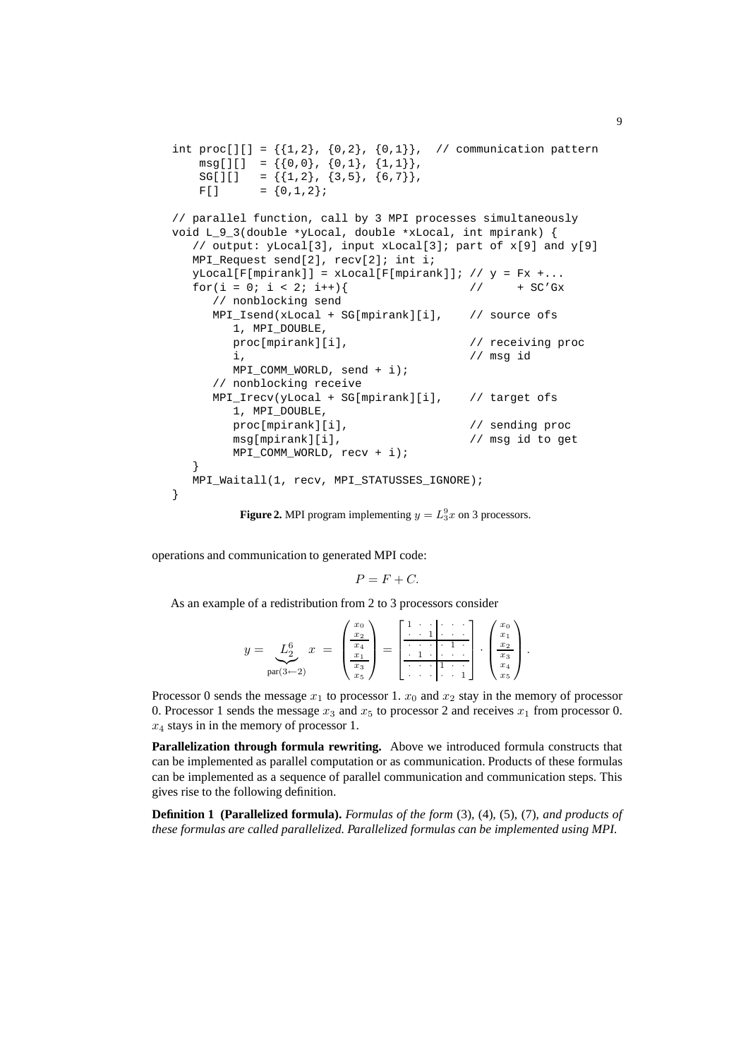```
int proc[][] = {{1,2}, {0,2}, {0,1}},  // communication pattern
    msg[][]  = {{0,0}, {0,1}, {1,1}},
    SG[][]   = {{1,2}, {3,5}, {6,7}},
    F[]      = {0,1,2};

// parallel function, call by 3 MPI processes simultaneously
void L_9_3(double *yLocal, double *xLocal, int mpirank) {
   // output: yLocal[3], input xLocal[3]; part of x[9] and y[9]
   MPI_Request send[2], recv[2]; int i;
   yLocal[F[mpirank]] = xLocal[F[mpirank]]; // y = Fx +...
   for(i = 0; i < 2; i++){                  //     + SC'Gx
      // nonblocking send
      MPI_Isend(xLocal + SG[mpirank][i],    // source ofs
         1, MPI_DOUBLE,
         proc[mpirank][i],                  // receiving proc
         i,                                 // msg id
         MPI_COMM_WORLD, send + i);
      // nonblocking receive
      MPI_Irecv(yLocal + SG[mpirank][i],    // target ofs
         1, MPI_DOUBLE,
         proc[mpirank][i],                  // sending proc
         msg[mpirank][i],                   // msg id to get
         MPI_COMM_WORLD, recv + i);
   }
   MPI_Waitall(1, recv, MPI_STATUSSES_IGNORE);
}
```

**Figure 2.** MPI program implementing $y = L^9_3 x$ on 3 processors.

operations and communication to generated MPI code:

$$P = F + C.$$

As an example of a redistribution from 2 to 3 processors consider

$$y = \underbrace{L_2^6}_{\text{par}(3\leftarrow 2)} \; x \; = \; \begin{pmatrix} x_0 \\ x_2 \\ \hline x_4 \\ x_1 \\ \hline x_3 \\ x_5 \end{pmatrix} = \left[\begin{array}{ccc|ccc} 1 & \cdot & \cdot & \cdot & \cdot & \cdot \\ \cdot & \cdot & 1 & \cdot & \cdot & \cdot \\ \hline \cdot & \cdot & \cdot & \cdot & 1 & \cdot \\ \cdot & 1 & \cdot & \cdot & \cdot & \cdot \\ \hline \cdot & \cdot & \cdot & 1 & \cdot & \cdot \\ \cdot & \cdot & \cdot & \cdot & \cdot & 1 \end{array}\right] \cdot \begin{pmatrix} x_0 \\ x_1 \\ x_2 \\ \hline x_3 \\ x_4 \\ x_5 \end{pmatrix}.$$

Processor 0 sends the message $x_1$ to processor 1. $x_0$ and $x_2$ stay in the memory of processor 0. Processor 1 sends the message $x_3$ and $x_5$ to processor 2 and receives $x_1$ from processor 0. $x_4$ stays in in the memory of processor 1.

**Parallelization through formula rewriting.** Above we introduced formula constructs that can be implemented as parallel computation or as communication. Products of these formulas can be implemented as a sequence of parallel communication and communication steps. This gives rise to the following definition.

**Definition 1 (Parallelized formula).** *Formulas of the form* (3), (4), (5), (7), *and products of these formulas are called parallelized. Parallelized formulas can be implemented using MPI.*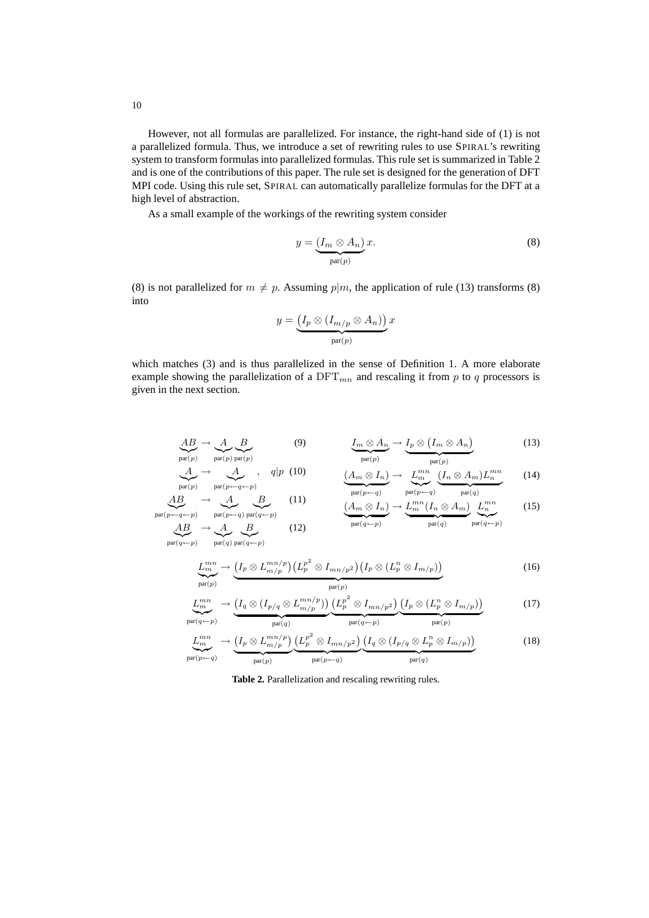However, not all formulas are parallelized. For instance, the right-hand side of (1) is not a parallelized formula. Thus, we introduce a set of rewriting rules to use SPIRAL's rewriting system to transform formulas into parallelized formulas. This rule set is summarized in Table 2 and is one of the contributions of this paper. The rule set is designed for the generation of DFT MPI code. Using this rule set, SPIRAL can automatically parallelize formulas for the DFT at a high level of abstraction.

As a small example of the workings of the rewriting system consider

$$y = \underbrace{(I_m \otimes A_n)}_{\text{par}(p)} x. \tag{8}$$

(8) is not parallelized for $m \neq p$. Assuming $p|m$, the application of rule (13) transforms (8) into

$$y = \underbrace{\big(I_p \otimes (I_{m/p} \otimes A_n)\big)}_{\text{par}(p)} x$$

which matches (3) and is thus parallelized in the sense of Definition 1. A more elaborate example showing the parallelization of a $\mathrm{DFT}_{mn}$ and rescaling it from $p$ to $q$ processors is given in the next section.

$$\underbrace{AB}_{\text{par}(p)} \rightarrow \underbrace{A}_{\text{par}(p)} \underbrace{B}_{\text{par}(p)} \tag{9}$$

$$\underbrace{A}_{\text{par}(p)} \rightarrow \underbrace{A}_{\text{par}(p \leftarrow q \leftarrow p)}, \quad q|p \tag{10}$$

$$\underbrace{AB}_{\text{par}(p \leftarrow q \leftarrow p)} \rightarrow \underbrace{A}_{\text{par}(p \leftarrow q)} \underbrace{B}_{\text{par}(q \leftarrow p)} \tag{11}$$

$$\underbrace{AB}_{\text{par}(q \leftarrow p)} \rightarrow \underbrace{A}_{\text{par}(q)} \underbrace{B}_{\text{par}(q \leftarrow p)} \tag{12}$$

$$\underbrace{I_m \otimes A_n}_{\text{par}(p)} \rightarrow \underbrace{I_p \otimes \big(I_m \otimes A_n\big)}_{\text{par}(p)} \tag{13}$$

$$\underbrace{(A_m \otimes I_n)}_{\text{par}(p \leftarrow q)} \rightarrow \underbrace{L_m^{mn}}_{\text{par}(p \leftarrow q)} \underbrace{(I_n \otimes A_m) L_n^{mn}}_{\text{par}(q)} \tag{14}$$

$$\underbrace{(A_m \otimes I_n)}_{\text{par}(q \leftarrow p)} \rightarrow \underbrace{L_m^{mn}(I_n \otimes A_m)}_{\text{par}(q)} \underbrace{L_n^{mn}}_{\text{par}(q \leftarrow p)} \tag{15}$$

$$\underbrace{L_m^{mn}}_{\text{par}(p)} \rightarrow \underbrace{\big(I_p \otimes L_{m/p}^{mn/p}\big)\big(L_p^{p^2} \otimes I_{mn/p^2}\big)\big(I_p \otimes (L_p^n \otimes I_{m/p})\big)}_{\text{par}(p)} \tag{16}$$

$$\underbrace{L_m^{mn}}_{\text{par}(q \leftarrow p)} \rightarrow \underbrace{\big(I_q \otimes (I_{p/q} \otimes L_{m/p}^{mn/p})\big)}_{\text{par}(q)} \underbrace{\big(L_p^{p^2} \otimes I_{mn/p^2}\big)}_{\text{par}(q \leftarrow p)} \underbrace{\big(I_p \otimes (L_p^n \otimes I_{m/p})\big)}_{\text{par}(p)} \tag{17}$$

$$\underbrace{L_m^{mn}}_{\text{par}(p \leftarrow q)} \rightarrow \underbrace{\big(I_p \otimes L_{m/p}^{mn/p}\big)}_{\text{par}(p)} \underbrace{\big(L_p^{p^2} \otimes I_{mn/p^2}\big)}_{\text{par}(p \leftarrow q)} \underbrace{\big(I_q \otimes (I_{p/q} \otimes L_p^n \otimes I_{m/p})\big)}_{\text{par}(q)} \tag{18}$$

**Table 2.** Parallelization and rescaling rewriting rules.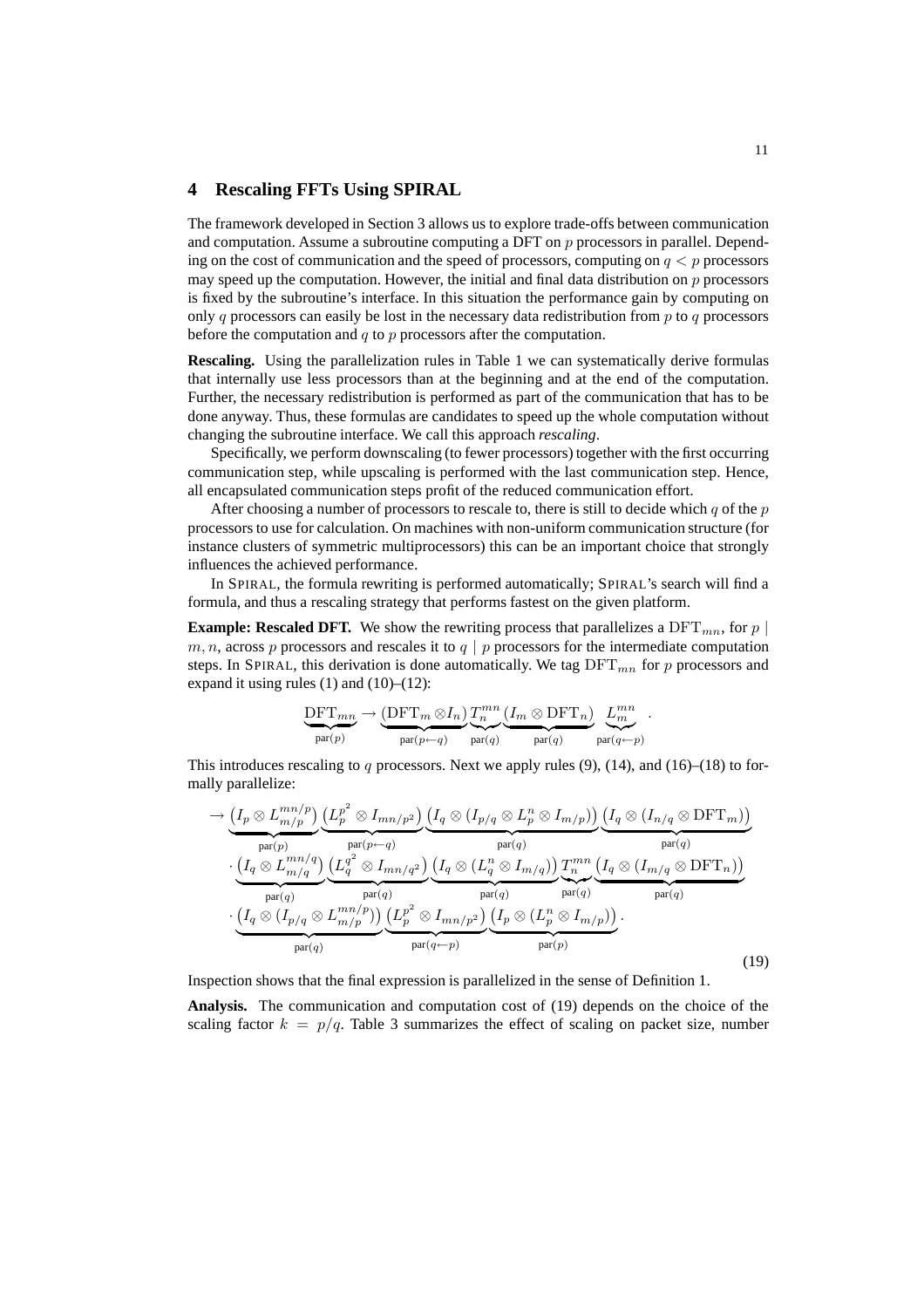## 4 Rescaling FFTs Using SPIRAL

The framework developed in Section 3 allows us to explore trade-offs between communication and computation. Assume a subroutine computing a DFT on $p$ processors in parallel. Depending on the cost of communication and the speed of processors, computing on $q < p$ processors may speed up the computation. However, the initial and final data distribution on $p$ processors is fixed by the subroutine's interface. In this situation the performance gain by computing on only $q$ processors can easily be lost in the necessary data redistribution from $p$ to $q$ processors before the computation and $q$ to $p$ processors after the computation.

**Rescaling.** Using the parallelization rules in Table 1 we can systematically derive formulas that internally use less processors than at the beginning and at the end of the computation. Further, the necessary redistribution is performed as part of the communication that has to be done anyway. Thus, these formulas are candidates to speed up the whole computation without changing the subroutine interface. We call this approach *rescaling*.

Specifically, we perform downscaling (to fewer processors) together with the first occurring communication step, while upscaling is performed with the last communication step. Hence, all encapsulated communication steps profit of the reduced communication effort.

After choosing a number of processors to rescale to, there is still to decide which $q$ of the $p$ processors to use for calculation. On machines with non-uniform communication structure (for instance clusters of symmetric multiprocessors) this can be an important choice that strongly influences the achieved performance.

In SPIRAL, the formula rewriting is performed automatically; SPIRAL's search will find a formula, and thus a rescaling strategy that performs fastest on the given platform.

**Example: Rescaled DFT.** We show the rewriting process that parallelizes a $\mathrm{DFT}_{mn}$, for $p \mid m, n$, across $p$ processors and rescales it to $q \mid p$ processors for the intermediate computation steps. In SPIRAL, this derivation is done automatically. We tag $\mathrm{DFT}_{mn}$ for $p$ processors and expand it using rules (1) and (10)–(12):

$$\underbrace{\mathrm{DFT}_{mn}}_{\mathrm{par}(p)} \rightarrow \underbrace{(\mathrm{DFT}_m \otimes I_n)}_{\mathrm{par}(p \leftarrow q)} \underbrace{T_n^{mn}}_{\mathrm{par}(q)} \underbrace{(I_m \otimes \mathrm{DFT}_n)}_{\mathrm{par}(q)} \underbrace{L_m^{mn}}_{\mathrm{par}(q \leftarrow p)} .$$

This introduces rescaling to $q$ processors. Next we apply rules (9), (14), and (16)–(18) to formally parallelize:

$$\begin{aligned}
\rightarrow & \underbrace{\left(I_p \otimes L_{m/p}^{mn/p}\right)}_{\mathrm{par}(p)} \underbrace{\left(L_p^{p^2} \otimes I_{mn/p^2}\right)}_{\mathrm{par}(p \leftarrow q)} \underbrace{\left(I_q \otimes (I_{p/q} \otimes L_p^n \otimes I_{m/p})\right)}_{\mathrm{par}(q)} \underbrace{\left(I_q \otimes (I_{n/q} \otimes \mathrm{DFT}_m)\right)}_{\mathrm{par}(q)} \\
& \cdot \underbrace{\left(I_q \otimes L_{m/q}^{mn/q}\right)}_{\mathrm{par}(q)} \underbrace{\left(L_q^{q^2} \otimes I_{mn/q^2}\right)}_{\mathrm{par}(q)} \underbrace{\left(I_q \otimes (L_q^n \otimes I_{m/q})\right)}_{\mathrm{par}(q)} \underbrace{T_n^{mn}}_{\mathrm{par}(q)} \underbrace{\left(I_q \otimes (I_{m/q} \otimes \mathrm{DFT}_n)\right)}_{\mathrm{par}(q)} \\
& \cdot \underbrace{\left(I_q \otimes (I_{p/q} \otimes L_{m/p}^{mn/p})\right)}_{\mathrm{par}(q)} \underbrace{\left(L_p^{p^2} \otimes I_{mn/p^2}\right)}_{\mathrm{par}(q \leftarrow p)} \underbrace{\left(I_p \otimes (L_p^n \otimes I_{m/p})\right)}_{\mathrm{par}(p)} .
\end{aligned} \tag{19}$$

Inspection shows that the final expression is parallelized in the sense of Definition 1.

**Analysis.** The communication and computation cost of (19) depends on the choice of the scaling factor $k = p/q$. Table 3 summarizes the effect of scaling on packet size, number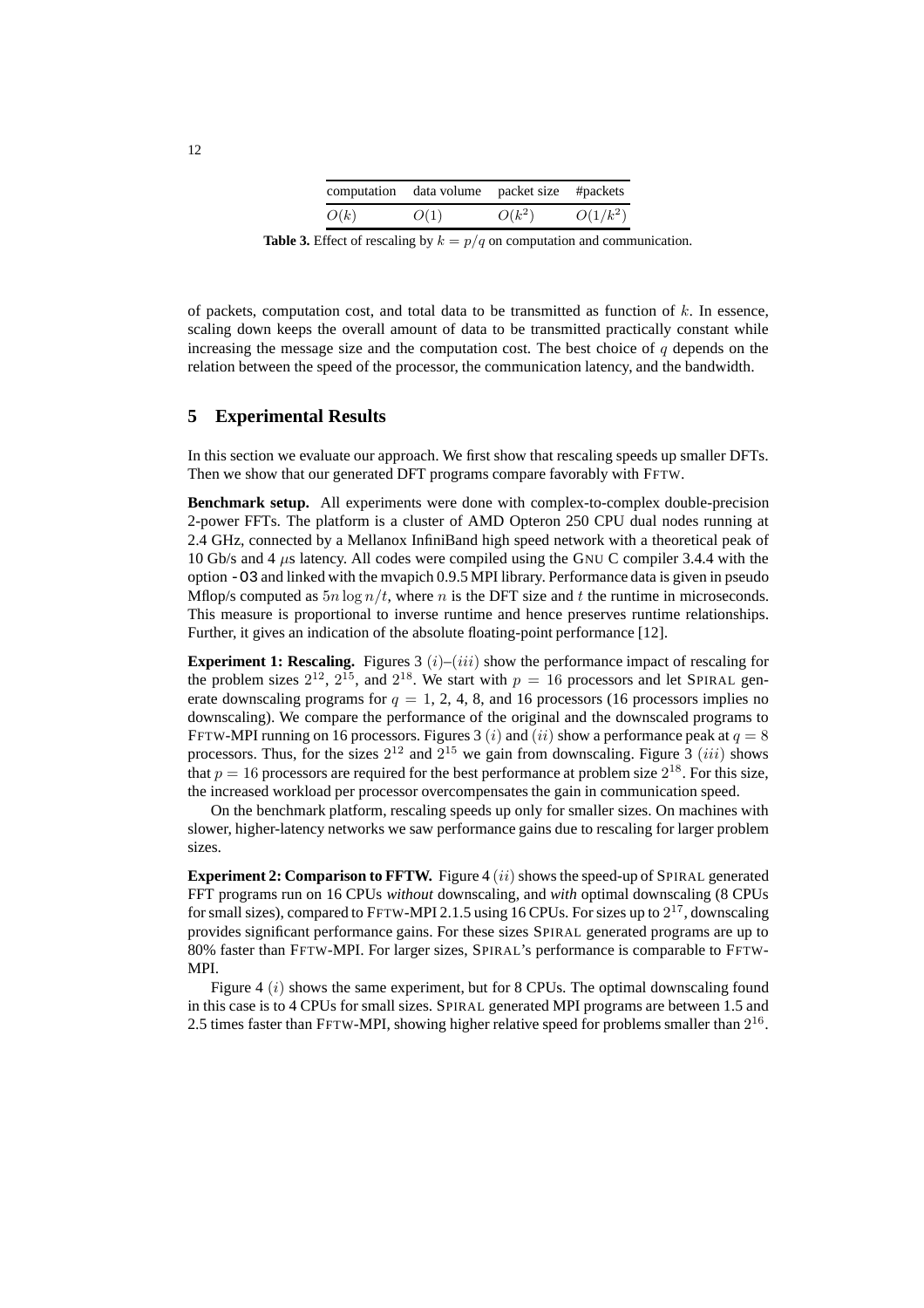| computation | data volume | packet size | #packets |
|---|---|---|---|
| $O(k)$ | $O(1)$ | $O(k^2)$ | $O(1/k^2)$ |

**Table 3.** Effect of rescaling by $k = p/q$ on computation and communication.

of packets, computation cost, and total data to be transmitted as function of $k$. In essence, scaling down keeps the overall amount of data to be transmitted practically constant while increasing the message size and the computation cost. The best choice of $q$ depends on the relation between the speed of the processor, the communication latency, and the bandwidth.

## 5 Experimental Results

In this section we evaluate our approach. We first show that rescaling speeds up smaller DFTs. Then we show that our generated DFT programs compare favorably with FFTW.

**Benchmark setup.** All experiments were done with complex-to-complex double-precision 2-power FFTs. The platform is a cluster of AMD Opteron 250 CPU dual nodes running at 2.4 GHz, connected by a Mellanox InfiniBand high speed network with a theoretical peak of 10 Gb/s and 4 $\mu$s latency. All codes were compiled using the GNU C compiler 3.4.4 with the option `-O3` and linked with the mvapich 0.9.5 MPI library. Performance data is given in pseudo Mflop/s computed as $5n \log n/t$, where $n$ is the DFT size and $t$ the runtime in microseconds. This measure is proportional to inverse runtime and hence preserves runtime relationships. Further, it gives an indication of the absolute floating-point performance [12].

**Experiment 1: Rescaling.** Figures 3 $(i)$–$(iii)$ show the performance impact of rescaling for the problem sizes $2^{12}$, $2^{15}$, and $2^{18}$. We start with $p = 16$ processors and let SPIRAL generate downscaling programs for $q = 1$, 2, 4, 8, and 16 processors (16 processors implies no downscaling). We compare the performance of the original and the downscaled programs to FFTW-MPI running on 16 processors. Figures 3 $(i)$ and $(ii)$ show a performance peak at $q = 8$ processors. Thus, for the sizes $2^{12}$ and $2^{15}$ we gain from downscaling. Figure 3 $(iii)$ shows that $p = 16$ processors are required for the best performance at problem size $2^{18}$. For this size, the increased workload per processor overcompensates the gain in communication speed.

On the benchmark platform, rescaling speeds up only for smaller sizes. On machines with slower, higher-latency networks we saw performance gains due to rescaling for larger problem sizes.

**Experiment 2: Comparison to FFTW.** Figure 4 $(ii)$ shows the speed-up of SPIRAL generated FFT programs run on 16 CPUs *without* downscaling, and *with* optimal downscaling (8 CPUs for small sizes), compared to FFTW-MPI 2.1.5 using 16 CPUs. For sizes up to $2^{17}$, downscaling provides significant performance gains. For these sizes SPIRAL generated programs are up to 80% faster than FFTW-MPI. For larger sizes, SPIRAL's performance is comparable to FFTW-MPI.

Figure 4 $(i)$ shows the same experiment, but for 8 CPUs. The optimal downscaling found in this case is to 4 CPUs for small sizes. SPIRAL generated MPI programs are between 1.5 and 2.5 times faster than FFTW-MPI, showing higher relative speed for problems smaller than $2^{16}$.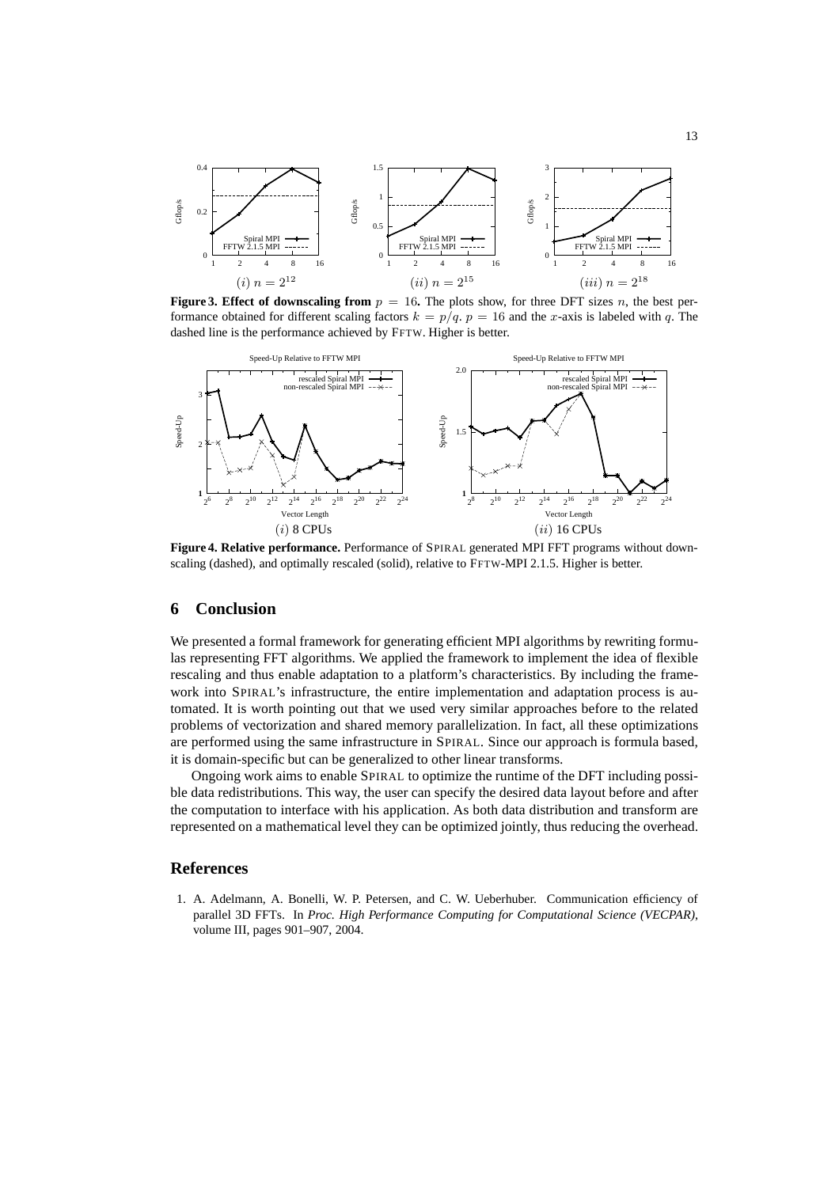**Figure 3. Effect of downscaling from $p = 16$.** The plots show, for three DFT sizes $n$, the best performance obtained for different scaling factors $k = p/q$. $p = 16$ and the $x$-axis is labeled with $q$. The dashed line is the performance achieved by FFTW. Higher is better.

**Figure 4. Relative performance.** Performance of SPIRAL generated MPI FFT programs without downscaling (dashed), and optimally rescaled (solid), relative to FFTW-MPI 2.1.5. Higher is better.

## 6 Conclusion

We presented a formal framework for generating efficient MPI algorithms by rewriting formulas representing FFT algorithms. We applied the framework to implement the idea of flexible rescaling and thus enable adaptation to a platform's characteristics. By including the framework into SPIRAL's infrastructure, the entire implementation and adaptation process is automated. It is worth pointing out that we used very similar approaches before to the related problems of vectorization and shared memory parallelization. In fact, all these optimizations are performed using the same infrastructure in SPIRAL. Since our approach is formula based, it is domain-specific but can be generalized to other linear transforms.

Ongoing work aims to enable SPIRAL to optimize the runtime of the DFT including possible data redistributions. This way, the user can specify the desired data layout before and after the computation to interface with his application. As both data distribution and transform are represented on a mathematical level they can be optimized jointly, thus reducing the overhead.

## References

1. A. Adelmann, A. Bonelli, W. P. Petersen, and C. W. Ueberhuber. Communication efficiency of parallel 3D FFTs. In *Proc. High Performance Computing for Computational Science (VECPAR)*, volume III, pages 901–907, 2004.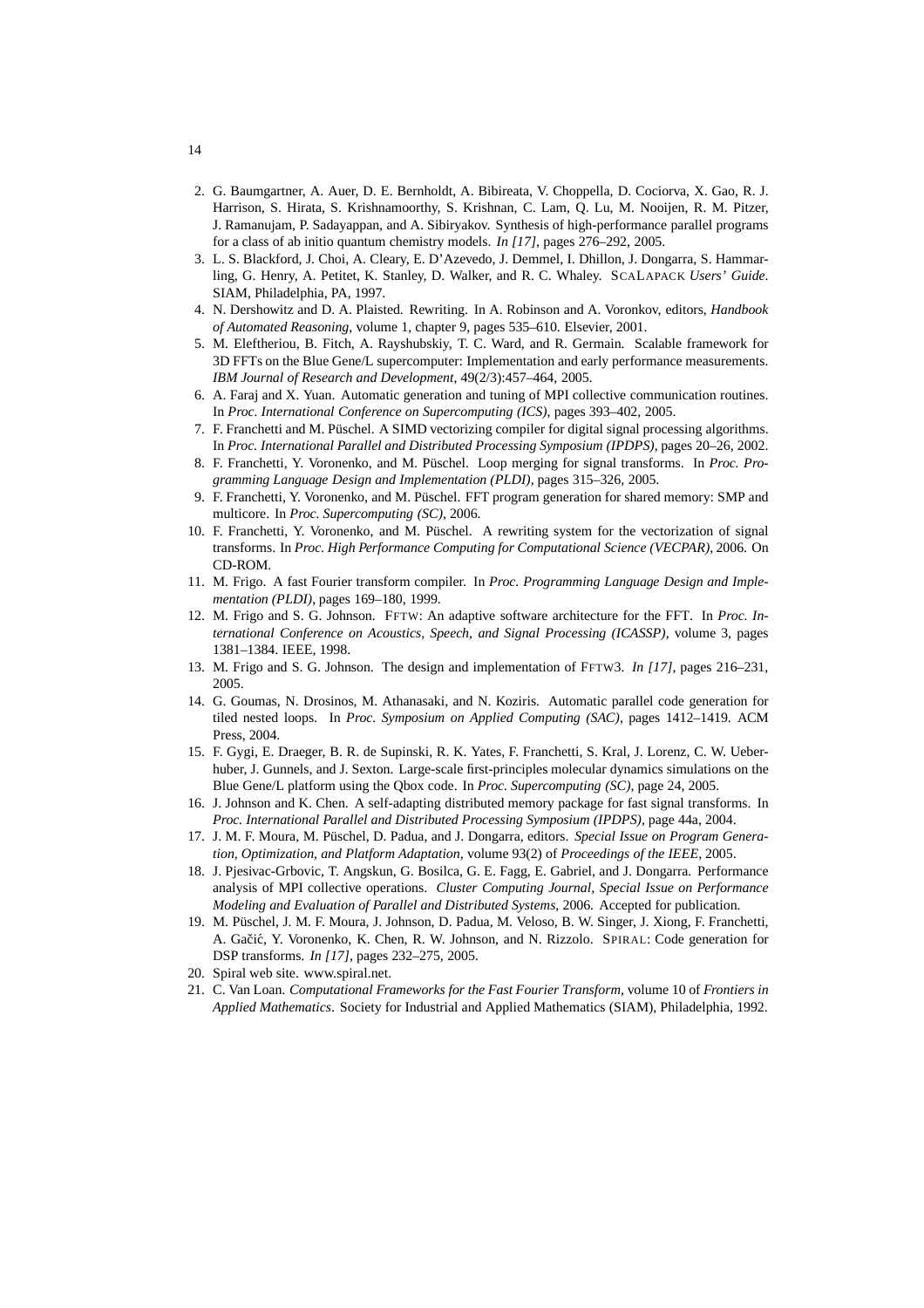2. G. Baumgartner, A. Auer, D. E. Bernholdt, A. Bibireata, V. Choppella, D. Cociorva, X. Gao, R. J. Harrison, S. Hirata, S. Krishnamoorthy, S. Krishnan, C. Lam, Q. Lu, M. Nooijen, R. M. Pitzer, J. Ramanujam, P. Sadayappan, and A. Sibiryakov. Synthesis of high-performance parallel programs for a class of ab initio quantum chemistry models. *In [17]*, pages 276–292, 2005.
3. L. S. Blackford, J. Choi, A. Cleary, E. D'Azevedo, J. Demmel, I. Dhillon, J. Dongarra, S. Hammarling, G. Henry, A. Petitet, K. Stanley, D. Walker, and R. C. Whaley. SCALAPACK *Users' Guide*. SIAM, Philadelphia, PA, 1997.
4. N. Dershowitz and D. A. Plaisted. Rewriting. In A. Robinson and A. Voronkov, editors, *Handbook of Automated Reasoning*, volume 1, chapter 9, pages 535–610. Elsevier, 2001.
5. M. Eleftheriou, B. Fitch, A. Rayshubskiy, T. C. Ward, and R. Germain. Scalable framework for 3D FFTs on the Blue Gene/L supercomputer: Implementation and early performance measurements. *IBM Journal of Research and Development*, 49(2/3):457–464, 2005.
6. A. Faraj and X. Yuan. Automatic generation and tuning of MPI collective communication routines. In *Proc. International Conference on Supercomputing (ICS)*, pages 393–402, 2005.
7. F. Franchetti and M. Püschel. A SIMD vectorizing compiler for digital signal processing algorithms. In *Proc. International Parallel and Distributed Processing Symposium (IPDPS)*, pages 20–26, 2002.
8. F. Franchetti, Y. Voronenko, and M. Püschel. Loop merging for signal transforms. In *Proc. Programming Language Design and Implementation (PLDI)*, pages 315–326, 2005.
9. F. Franchetti, Y. Voronenko, and M. Püschel. FFT program generation for shared memory: SMP and multicore. In *Proc. Supercomputing (SC)*, 2006.
10. F. Franchetti, Y. Voronenko, and M. Püschel. A rewriting system for the vectorization of signal transforms. In *Proc. High Performance Computing for Computational Science (VECPAR)*, 2006. On CD-ROM.
11. M. Frigo. A fast Fourier transform compiler. In *Proc. Programming Language Design and Implementation (PLDI)*, pages 169–180, 1999.
12. M. Frigo and S. G. Johnson. FFTW: An adaptive software architecture for the FFT. In *Proc. International Conference on Acoustics, Speech, and Signal Processing (ICASSP)*, volume 3, pages 1381–1384. IEEE, 1998.
13. M. Frigo and S. G. Johnson. The design and implementation of FFTW3. *In [17]*, pages 216–231, 2005.
14. G. Goumas, N. Drosinos, M. Athanasaki, and N. Koziris. Automatic parallel code generation for tiled nested loops. In *Proc. Symposium on Applied Computing (SAC)*, pages 1412–1419. ACM Press, 2004.
15. F. Gygi, E. Draeger, B. R. de Supinski, R. K. Yates, F. Franchetti, S. Kral, J. Lorenz, C. W. Ueberhuber, J. Gunnels, and J. Sexton. Large-scale first-principles molecular dynamics simulations on the Blue Gene/L platform using the Qbox code. In *Proc. Supercomputing (SC)*, page 24, 2005.
16. J. Johnson and K. Chen. A self-adapting distributed memory package for fast signal transforms. In *Proc. International Parallel and Distributed Processing Symposium (IPDPS)*, page 44a, 2004.
17. J. M. F. Moura, M. Püschel, D. Padua, and J. Dongarra, editors. *Special Issue on Program Generation, Optimization, and Platform Adaptation*, volume 93(2) of *Proceedings of the IEEE*, 2005.
18. J. Pjesivac-Grbovic, T. Angskun, G. Bosilca, G. E. Fagg, E. Gabriel, and J. Dongarra. Performance analysis of MPI collective operations. *Cluster Computing Journal, Special Issue on Performance Modeling and Evaluation of Parallel and Distributed Systems*, 2006. Accepted for publication.
19. M. Püschel, J. M. F. Moura, J. Johnson, D. Padua, M. Veloso, B. W. Singer, J. Xiong, F. Franchetti, A. Gačić, Y. Voronenko, K. Chen, R. W. Johnson, and N. Rizzolo. SPIRAL: Code generation for DSP transforms. *In [17]*, pages 232–275, 2005.
20. Spiral web site. www.spiral.net.
21. C. Van Loan. *Computational Frameworks for the Fast Fourier Transform*, volume 10 of *Frontiers in Applied Mathematics*. Society for Industrial and Applied Mathematics (SIAM), Philadelphia, 1992.